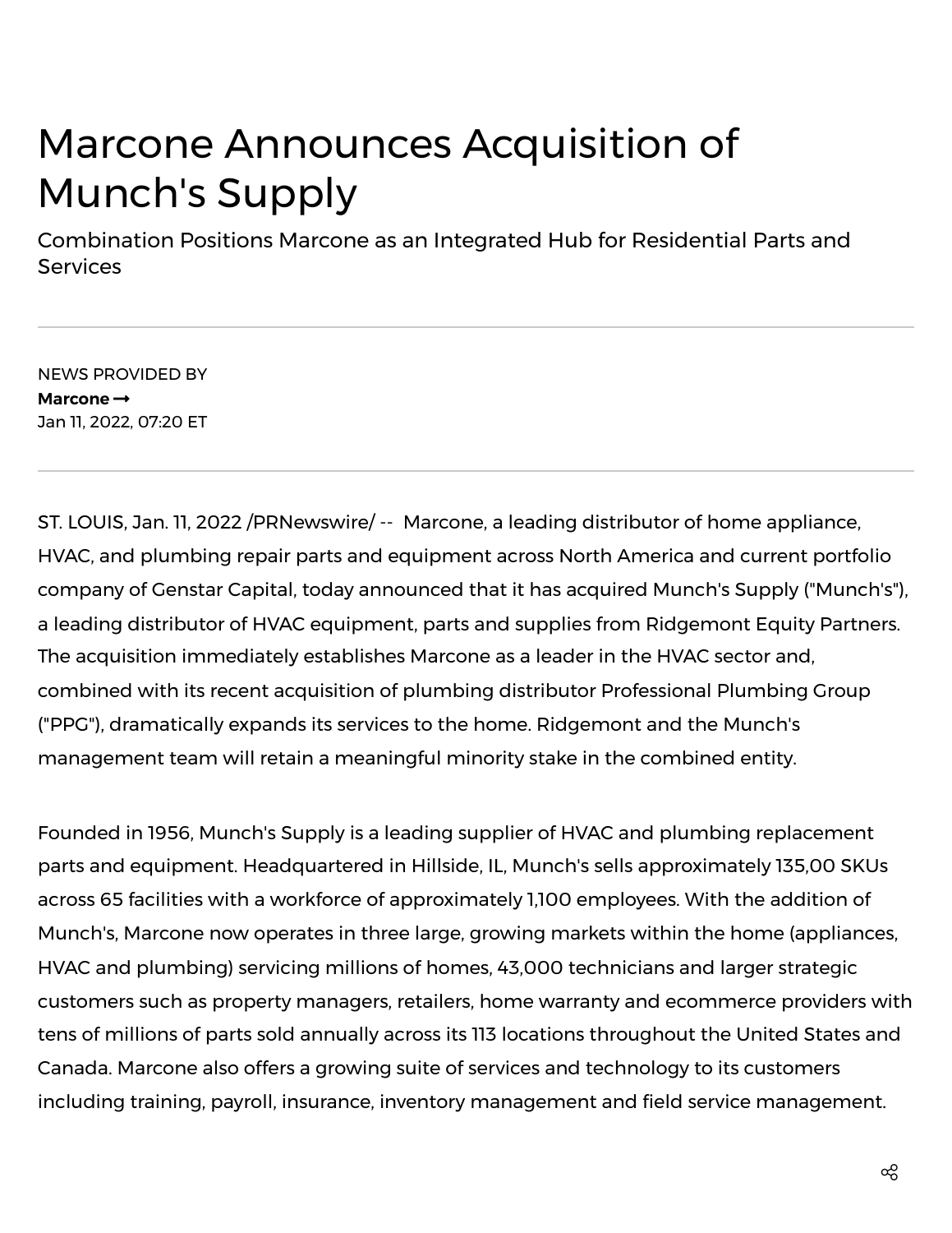# Marcone Announces Acquisition of Munch's Supply

## Combination Positions Marcone as an Integrated Hub for Residential Parts and Services

---

NEWS PROVIDED BY

**Marcone ➞**

Jan 11, 2022, 07:20 ET

---

ST. LOUIS, Jan. 11, 2022 /PRNewswire/ -- Marcone, a leading distributor of home appliance, HVAC, and plumbing repair parts and equipment across North America and current portfolio company of Genstar Capital, today announced that it has acquired Munch's Supply ("Munch's"), a leading distributor of HVAC equipment, parts and supplies from Ridgemont Equity Partners. The acquisition immediately establishes Marcone as a leader in the HVAC sector and, combined with its recent acquisition of plumbing distributor Professional Plumbing Group ("PPG"), dramatically expands its services to the home. Ridgemont and the Munch's management team will retain a meaningful minority stake in the combined entity.

Founded in 1956, Munch's Supply is a leading supplier of HVAC and plumbing replacement parts and equipment. Headquartered in Hillside, IL, Munch's sells approximately 135,00 SKUs across 65 facilities with a workforce of approximately 1,100 employees. With the addition of Munch's, Marcone now operates in three large, growing markets within the home (appliances, HVAC and plumbing) servicing millions of homes, 43,000 technicians and larger strategic customers such as property managers, retailers, home warranty and ecommerce providers with tens of millions of parts sold annually across its 113 locations throughout the United States and Canada. Marcone also offers a growing suite of services and technology to its customers including training, payroll, insurance, inventory management and field service management.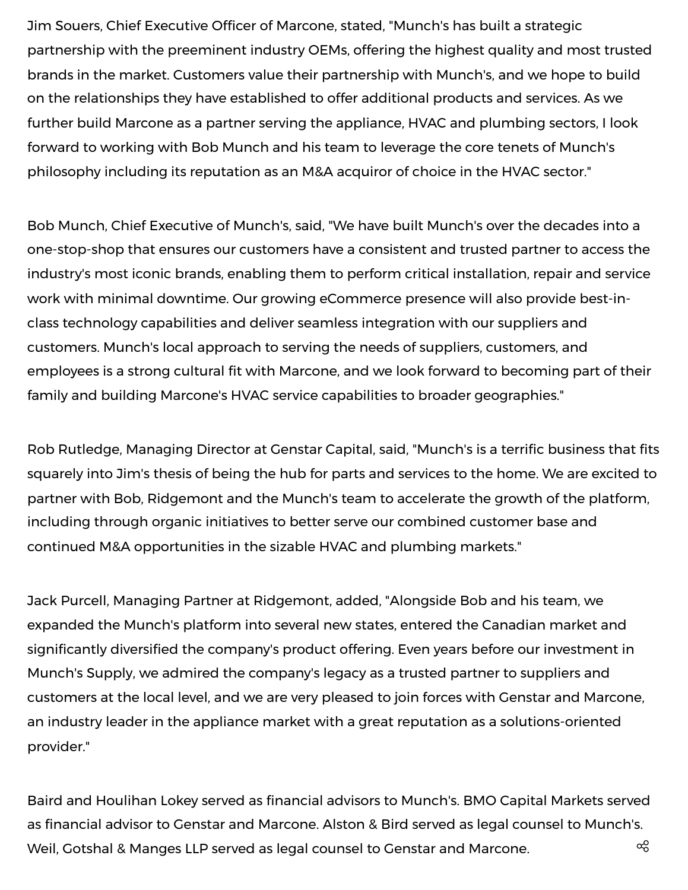Jim Souers, Chief Executive Officer of Marcone, stated, "Munch's has built a strategic partnership with the preeminent industry OEMs, offering the highest quality and most trusted brands in the market. Customers value their partnership with Munch's, and we hope to build on the relationships they have established to offer additional products and services. As we further build Marcone as a partner serving the appliance, HVAC and plumbing sectors, I look forward to working with Bob Munch and his team to leverage the core tenets of Munch's philosophy including its reputation as an M&A acquiror of choice in the HVAC sector."

Bob Munch, Chief Executive of Munch's, said, "We have built Munch's over the decades into a one-stop-shop that ensures our customers have a consistent and trusted partner to access the industry's most iconic brands, enabling them to perform critical installation, repair and service work with minimal downtime. Our growing eCommerce presence will also provide best-in-class technology capabilities and deliver seamless integration with our suppliers and customers. Munch's local approach to serving the needs of suppliers, customers, and employees is a strong cultural fit with Marcone, and we look forward to becoming part of their family and building Marcone's HVAC service capabilities to broader geographies."

Rob Rutledge, Managing Director at Genstar Capital, said, "Munch's is a terrific business that fits squarely into Jim's thesis of being the hub for parts and services to the home. We are excited to partner with Bob, Ridgemont and the Munch's team to accelerate the growth of the platform, including through organic initiatives to better serve our combined customer base and continued M&A opportunities in the sizable HVAC and plumbing markets."

Jack Purcell, Managing Partner at Ridgemont, added, "Alongside Bob and his team, we expanded the Munch's platform into several new states, entered the Canadian market and significantly diversified the company's product offering. Even years before our investment in Munch's Supply, we admired the company's legacy as a trusted partner to suppliers and customers at the local level, and we are very pleased to join forces with Genstar and Marcone, an industry leader in the appliance market with a great reputation as a solutions-oriented provider."

Baird and Houlihan Lokey served as financial advisors to Munch's. BMO Capital Markets served as financial advisor to Genstar and Marcone. Alston & Bird served as legal counsel to Munch's. Weil, Gotshal & Manges LLP served as legal counsel to Genstar and Marcone.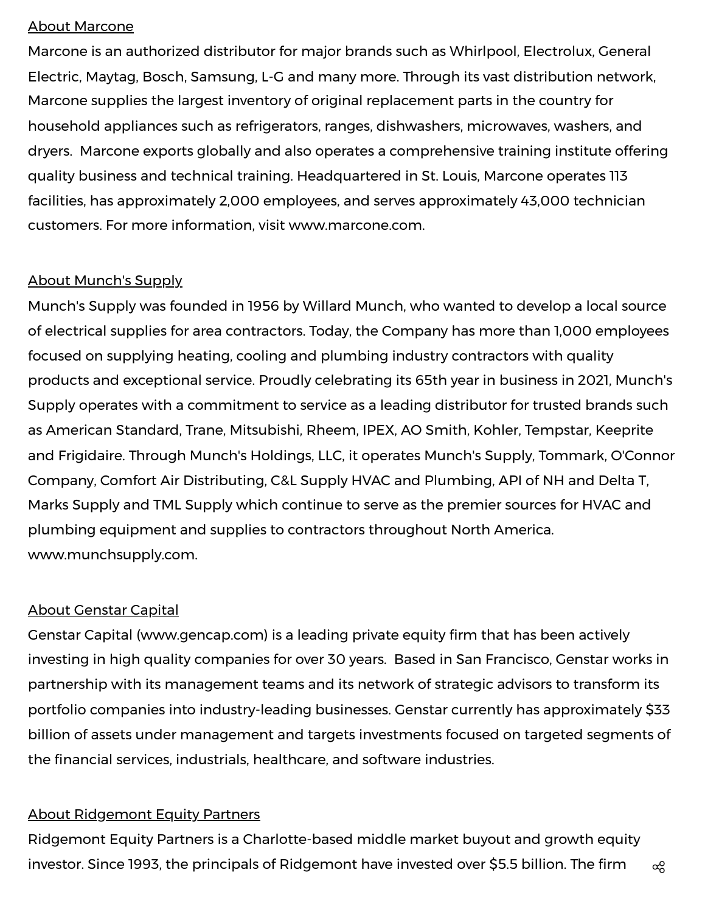About Marcone

Marcone is an authorized distributor for major brands such as Whirlpool, Electrolux, General Electric, Maytag, Bosch, Samsung, L-G and many more. Through its vast distribution network, Marcone supplies the largest inventory of original replacement parts in the country for household appliances such as refrigerators, ranges, dishwashers, microwaves, washers, and dryers. Marcone exports globally and also operates a comprehensive training institute offering quality business and technical training. Headquartered in St. Louis, Marcone operates 113 facilities, has approximately 2,000 employees, and serves approximately 43,000 technician customers. For more information, visit www.marcone.com.

About Munch's Supply

Munch's Supply was founded in 1956 by Willard Munch, who wanted to develop a local source of electrical supplies for area contractors. Today, the Company has more than 1,000 employees focused on supplying heating, cooling and plumbing industry contractors with quality products and exceptional service. Proudly celebrating its 65th year in business in 2021, Munch's Supply operates with a commitment to service as a leading distributor for trusted brands such as American Standard, Trane, Mitsubishi, Rheem, IPEX, AO Smith, Kohler, Tempstar, Keeprite and Frigidaire. Through Munch's Holdings, LLC, it operates Munch's Supply, Tommark, O'Connor Company, Comfort Air Distributing, C&L Supply HVAC and Plumbing, API of NH and Delta T, Marks Supply and TML Supply which continue to serve as the premier sources for HVAC and plumbing equipment and supplies to contractors throughout North America. www.munchsupply.com.

About Genstar Capital

Genstar Capital (www.gencap.com) is a leading private equity firm that has been actively investing in high quality companies for over 30 years. Based in San Francisco, Genstar works in partnership with its management teams and its network of strategic advisors to transform its portfolio companies into industry-leading businesses. Genstar currently has approximately $33 billion of assets under management and targets investments focused on targeted segments of the financial services, industrials, healthcare, and software industries.

About Ridgemont Equity Partners

Ridgemont Equity Partners is a Charlotte-based middle market buyout and growth equity investor. Since 1993, the principals of Ridgemont have invested over $5.5 billion. The firm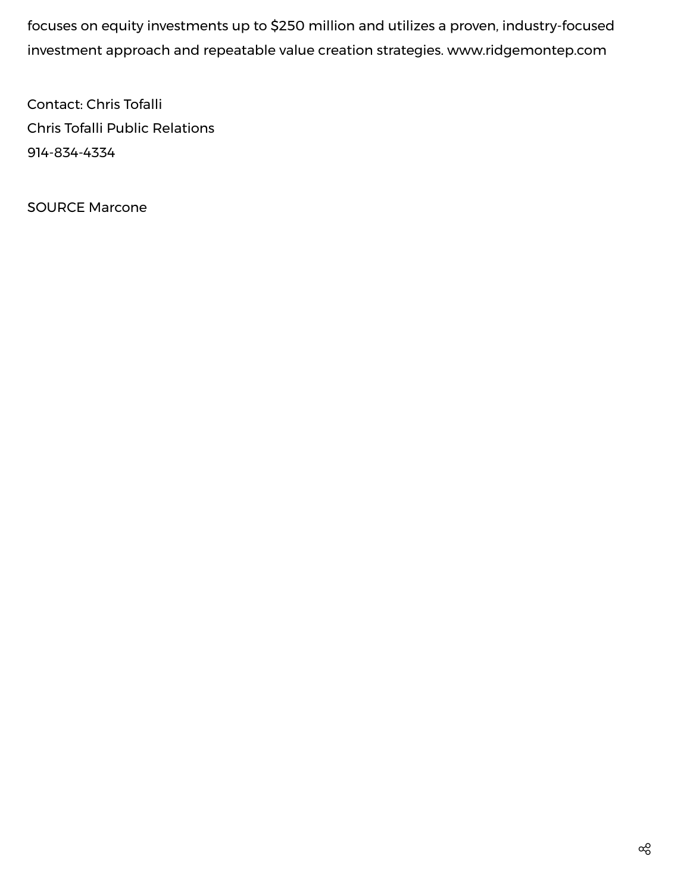focuses on equity investments up to $250 million and utilizes a proven, industry-focused investment approach and repeatable value creation strategies. www.ridgemontep.com

Contact: Chris Tofalli
Chris Tofalli Public Relations
914-834-4334

SOURCE Marcone